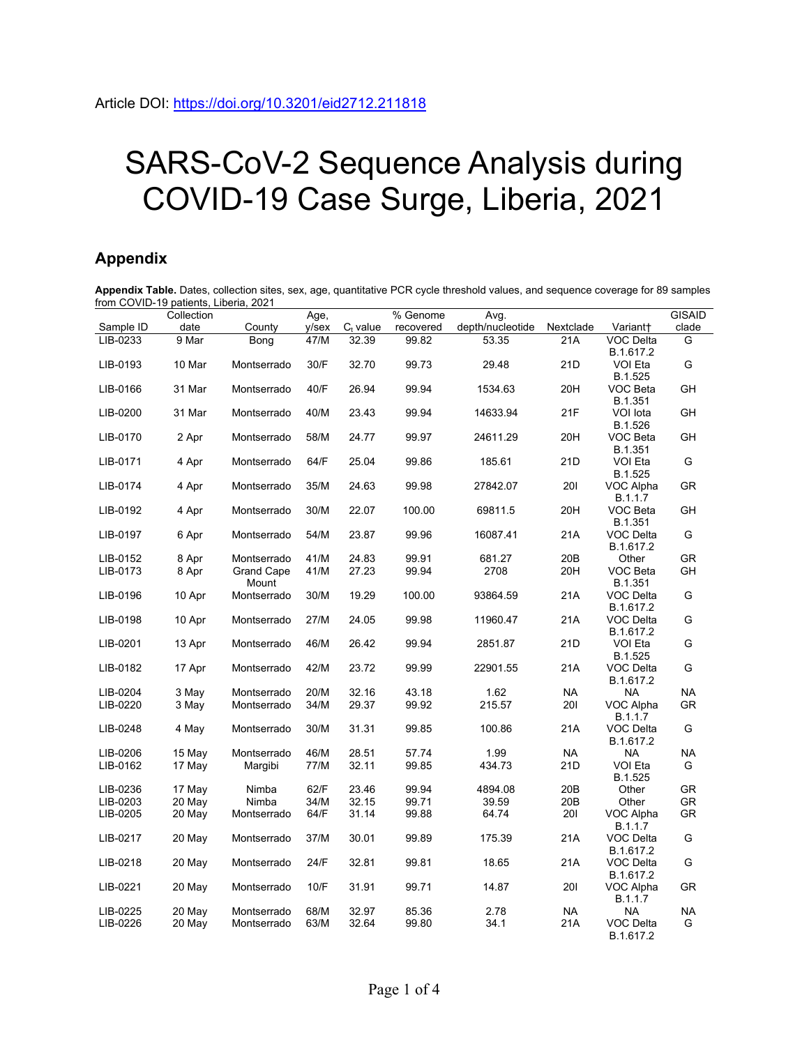Article DOI: https://doi.org/10.3201/eid2712.211818

# SARS-CoV-2 Sequence Analysis during COVID-19 Case Surge, Liberia, 2021

## Appendix

**Appendix Table.** Dates, collection sites, sex, age, quantitative PCR cycle threshold values, and sequence coverage for 89 samples from COVID-19 patients, Liberia, 2021

| Sample ID | Collection date | County | Age, y/sex | $C_t$ value | % Genome recovered | Avg. depth/nucleotide | Nextclade | Variant† | GISAID clade |
|---|---|---|---|---|---|---|---|---|---|
| LIB-0233 | 9 Mar | Bong | 47/M | 32.39 | 99.82 | 53.35 | 21A | VOC Delta B.1.617.2 | G |
| LIB-0193 | 10 Mar | Montserrado | 30/F | 32.70 | 99.73 | 29.48 | 21D | VOI Eta B.1.525 | G |
| LIB-0166 | 31 Mar | Montserrado | 40/F | 26.94 | 99.94 | 1534.63 | 20H | VOC Beta B.1.351 | GH |
| LIB-0200 | 31 Mar | Montserrado | 40/M | 23.43 | 99.94 | 14633.94 | 21F | VOI Iota B.1.526 | GH |
| LIB-0170 | 2 Apr | Montserrado | 58/M | 24.77 | 99.97 | 24611.29 | 20H | VOC Beta B.1.351 | GH |
| LIB-0171 | 4 Apr | Montserrado | 64/F | 25.04 | 99.86 | 185.61 | 21D | VOI Eta B.1.525 | G |
| LIB-0174 | 4 Apr | Montserrado | 35/M | 24.63 | 99.98 | 27842.07 | 20I | VOC Alpha B.1.1.7 | GR |
| LIB-0192 | 4 Apr | Montserrado | 30/M | 22.07 | 100.00 | 69811.5 | 20H | VOC Beta B.1.351 | GH |
| LIB-0197 | 6 Apr | Montserrado | 54/M | 23.87 | 99.96 | 16087.41 | 21A | VOC Delta B.1.617.2 | G |
| LIB-0152 | 8 Apr | Montserrado | 41/M | 24.83 | 99.91 | 681.27 | 20B | Other | GR |
| LIB-0173 | 8 Apr | Grand Cape Mount | 41/M | 27.23 | 99.94 | 2708 | 20H | VOC Beta B.1.351 | GH |
| LIB-0196 | 10 Apr | Montserrado | 30/M | 19.29 | 100.00 | 93864.59 | 21A | VOC Delta B.1.617.2 | G |
| LIB-0198 | 10 Apr | Montserrado | 27/M | 24.05 | 99.98 | 11960.47 | 21A | VOC Delta B.1.617.2 | G |
| LIB-0201 | 13 Apr | Montserrado | 46/M | 26.42 | 99.94 | 2851.87 | 21D | VOI Eta B.1.525 | G |
| LIB-0182 | 17 Apr | Montserrado | 42/M | 23.72 | 99.99 | 22901.55 | 21A | VOC Delta B.1.617.2 | G |
| LIB-0204 | 3 May | Montserrado | 20/M | 32.16 | 43.18 | 1.62 | NA | NA | NA |
| LIB-0220 | 3 May | Montserrado | 34/M | 29.37 | 99.92 | 215.57 | 20I | VOC Alpha B.1.1.7 | GR |
| LIB-0248 | 4 May | Montserrado | 30/M | 31.31 | 99.85 | 100.86 | 21A | VOC Delta B.1.617.2 | G |
| LIB-0206 | 15 May | Montserrado | 46/M | 28.51 | 57.74 | 1.99 | NA | NA | NA |
| LIB-0162 | 17 May | Margibi | 77/M | 32.11 | 99.85 | 434.73 | 21D | VOI Eta B.1.525 | G |
| LIB-0236 | 17 May | Nimba | 62/F | 23.46 | 99.94 | 4894.08 | 20B | Other | GR |
| LIB-0203 | 20 May | Nimba | 34/M | 32.15 | 99.71 | 39.59 | 20B | Other | GR |
| LIB-0205 | 20 May | Montserrado | 64/F | 31.14 | 99.88 | 64.74 | 20I | VOC Alpha B.1.1.7 | GR |
| LIB-0217 | 20 May | Montserrado | 37/M | 30.01 | 99.89 | 175.39 | 21A | VOC Delta B.1.617.2 | G |
| LIB-0218 | 20 May | Montserrado | 24/F | 32.81 | 99.81 | 18.65 | 21A | VOC Delta B.1.617.2 | G |
| LIB-0221 | 20 May | Montserrado | 10/F | 31.91 | 99.71 | 14.87 | 20I | VOC Alpha B.1.1.7 | GR |
| LIB-0225 | 20 May | Montserrado | 68/M | 32.97 | 85.36 | 2.78 | NA | NA | NA |
| LIB-0226 | 20 May | Montserrado | 63/M | 32.64 | 99.80 | 34.1 | 21A | VOC Delta B.1.617.2 | G |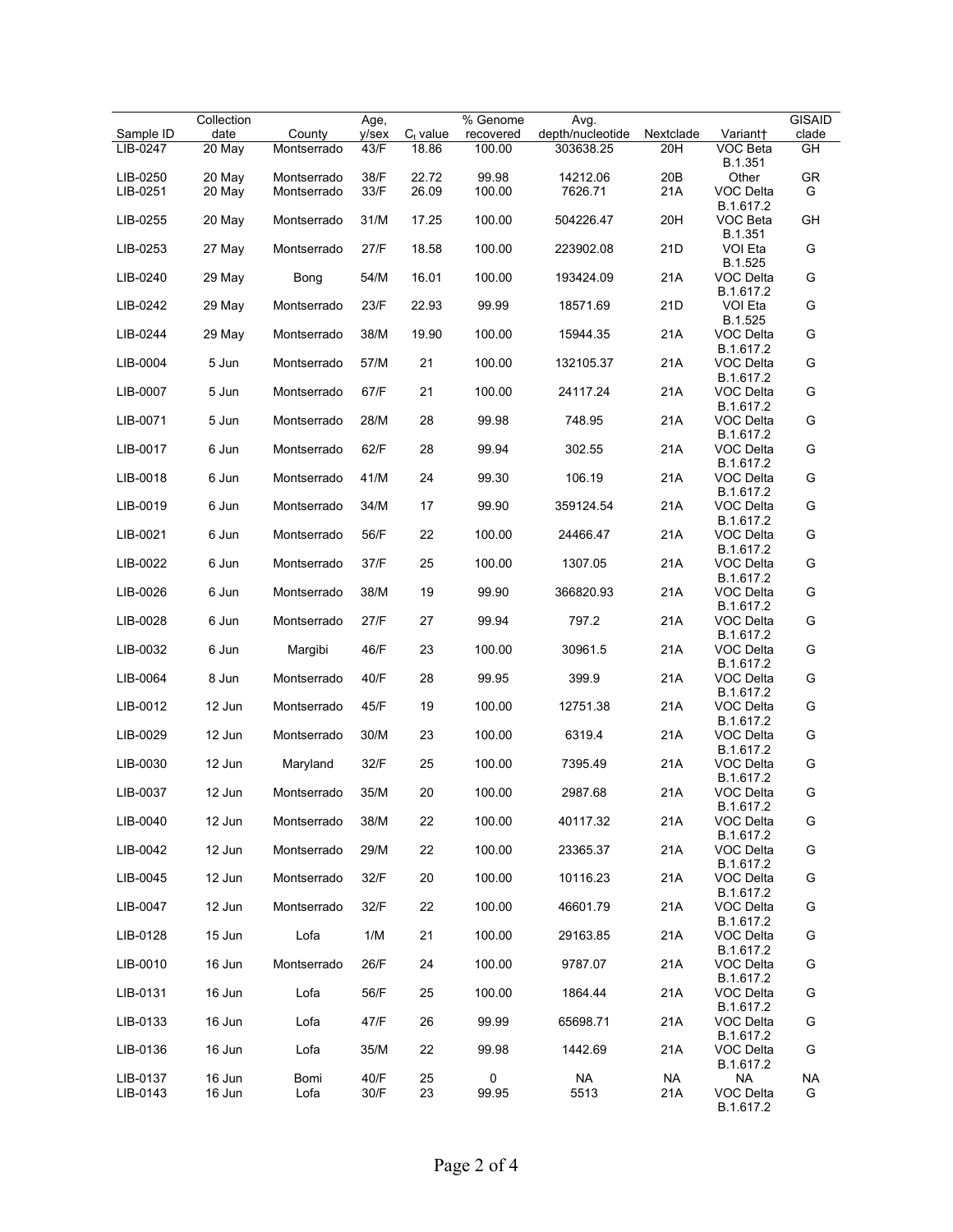| Sample ID | Collection date | County | Age, y/sex | $C_t$ value | % Genome recovered | Avg. depth/nucleotide | Nextclade | Variant† | GISAID clade |
|---|---|---|---|---|---|---|---|---|---|
| LIB-0247 | 20 May | Montserrado | 43/F | 18.86 | 100.00 | 303638.25 | 20H | VOC Beta B.1.351 | GH |
| LIB-0250 | 20 May | Montserrado | 38/F | 22.72 | 99.98 | 14212.06 | 20B | Other | GR |
| LIB-0251 | 20 May | Montserrado | 33/F | 26.09 | 100.00 | 7626.71 | 21A | VOC Delta B.1.617.2 | G |
| LIB-0255 | 20 May | Montserrado | 31/M | 17.25 | 100.00 | 504226.47 | 20H | VOC Beta B.1.351 | GH |
| LIB-0253 | 27 May | Montserrado | 27/F | 18.58 | 100.00 | 223902.08 | 21D | VOI Eta B.1.525 | G |
| LIB-0240 | 29 May | Bong | 54/M | 16.01 | 100.00 | 193424.09 | 21A | VOC Delta B.1.617.2 | G |
| LIB-0242 | 29 May | Montserrado | 23/F | 22.93 | 99.99 | 18571.69 | 21D | VOI Eta B.1.525 | G |
| LIB-0244 | 29 May | Montserrado | 38/M | 19.90 | 100.00 | 15944.35 | 21A | VOC Delta B.1.617.2 | G |
| LIB-0004 | 5 Jun | Montserrado | 57/M | 21 | 100.00 | 132105.37 | 21A | VOC Delta B.1.617.2 | G |
| LIB-0007 | 5 Jun | Montserrado | 67/F | 21 | 100.00 | 24117.24 | 21A | VOC Delta B.1.617.2 | G |
| LIB-0071 | 5 Jun | Montserrado | 28/M | 28 | 99.98 | 748.95 | 21A | VOC Delta B.1.617.2 | G |
| LIB-0017 | 6 Jun | Montserrado | 62/F | 28 | 99.94 | 302.55 | 21A | VOC Delta B.1.617.2 | G |
| LIB-0018 | 6 Jun | Montserrado | 41/M | 24 | 99.30 | 106.19 | 21A | VOC Delta B.1.617.2 | G |
| LIB-0019 | 6 Jun | Montserrado | 34/M | 17 | 99.90 | 359124.54 | 21A | VOC Delta B.1.617.2 | G |
| LIB-0021 | 6 Jun | Montserrado | 56/F | 22 | 100.00 | 24466.47 | 21A | VOC Delta B.1.617.2 | G |
| LIB-0022 | 6 Jun | Montserrado | 37/F | 25 | 100.00 | 1307.05 | 21A | VOC Delta B.1.617.2 | G |
| LIB-0026 | 6 Jun | Montserrado | 38/M | 19 | 99.90 | 366820.93 | 21A | VOC Delta B.1.617.2 | G |
| LIB-0028 | 6 Jun | Montserrado | 27/F | 27 | 99.94 | 797.2 | 21A | VOC Delta B.1.617.2 | G |
| LIB-0032 | 6 Jun | Margibi | 46/F | 23 | 100.00 | 30961.5 | 21A | VOC Delta B.1.617.2 | G |
| LIB-0064 | 8 Jun | Montserrado | 40/F | 28 | 99.95 | 399.9 | 21A | VOC Delta B.1.617.2 | G |
| LIB-0012 | 12 Jun | Montserrado | 45/F | 19 | 100.00 | 12751.38 | 21A | VOC Delta B.1.617.2 | G |
| LIB-0029 | 12 Jun | Montserrado | 30/M | 23 | 100.00 | 6319.4 | 21A | VOC Delta B.1.617.2 | G |
| LIB-0030 | 12 Jun | Maryland | 32/F | 25 | 100.00 | 7395.49 | 21A | VOC Delta B.1.617.2 | G |
| LIB-0037 | 12 Jun | Montserrado | 35/M | 20 | 100.00 | 2987.68 | 21A | VOC Delta B.1.617.2 | G |
| LIB-0040 | 12 Jun | Montserrado | 38/M | 22 | 100.00 | 40117.32 | 21A | VOC Delta B.1.617.2 | G |
| LIB-0042 | 12 Jun | Montserrado | 29/M | 22 | 100.00 | 23365.37 | 21A | VOC Delta B.1.617.2 | G |
| LIB-0045 | 12 Jun | Montserrado | 32/F | 20 | 100.00 | 10116.23 | 21A | VOC Delta B.1.617.2 | G |
| LIB-0047 | 12 Jun | Montserrado | 32/F | 22 | 100.00 | 46601.79 | 21A | VOC Delta B.1.617.2 | G |
| LIB-0128 | 15 Jun | Lofa | 1/M | 21 | 100.00 | 29163.85 | 21A | VOC Delta B.1.617.2 | G |
| LIB-0010 | 16 Jun | Montserrado | 26/F | 24 | 100.00 | 9787.07 | 21A | VOC Delta B.1.617.2 | G |
| LIB-0131 | 16 Jun | Lofa | 56/F | 25 | 100.00 | 1864.44 | 21A | VOC Delta B.1.617.2 | G |
| LIB-0133 | 16 Jun | Lofa | 47/F | 26 | 99.99 | 65698.71 | 21A | VOC Delta B.1.617.2 | G |
| LIB-0136 | 16 Jun | Lofa | 35/M | 22 | 99.98 | 1442.69 | 21A | VOC Delta B.1.617.2 | G |
| LIB-0137 | 16 Jun | Bomi | 40/F | 25 | 0 | NA | NA | NA | NA |
| LIB-0143 | 16 Jun | Lofa | 30/F | 23 | 99.95 | 5513 | 21A | VOC Delta B.1.617.2 | G |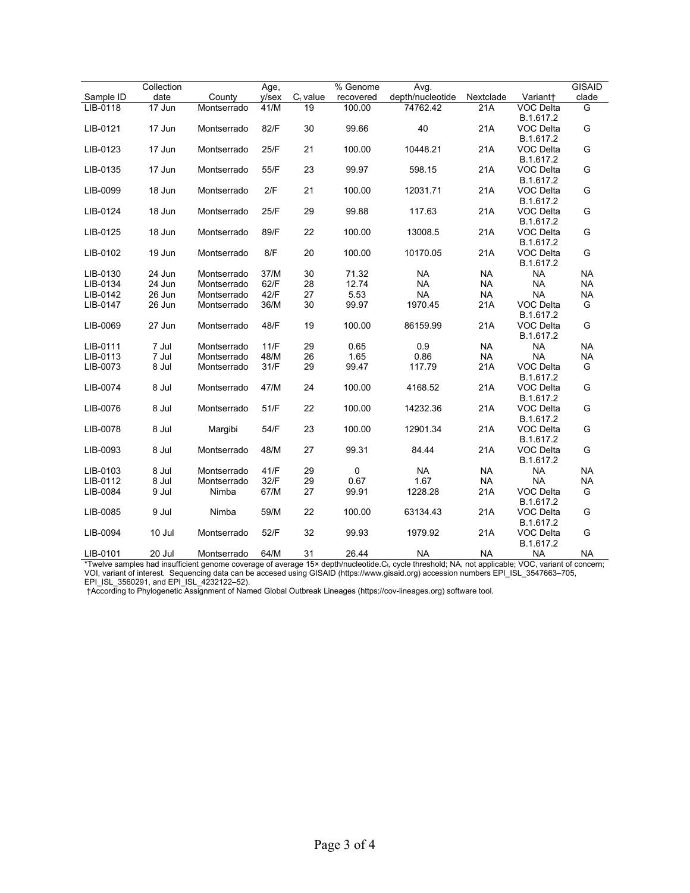| Sample ID | Collection date | County | Age, y/sex | $C_t$ value | % Genome recovered | Avg. depth/nucleotide | Nextclade | Variant† | GISAID clade |
|---|---|---|---|---|---|---|---|---|---|
| LIB-0118 | 17 Jun | Montserrado | 41/M | 19 | 100.00 | 74762.42 | 21A | VOC Delta B.1.617.2 | G |
| LIB-0121 | 17 Jun | Montserrado | 82/F | 30 | 99.66 | 40 | 21A | VOC Delta B.1.617.2 | G |
| LIB-0123 | 17 Jun | Montserrado | 25/F | 21 | 100.00 | 10448.21 | 21A | VOC Delta B.1.617.2 | G |
| LIB-0135 | 17 Jun | Montserrado | 55/F | 23 | 99.97 | 598.15 | 21A | VOC Delta B.1.617.2 | G |
| LIB-0099 | 18 Jun | Montserrado | 2/F | 21 | 100.00 | 12031.71 | 21A | VOC Delta B.1.617.2 | G |
| LIB-0124 | 18 Jun | Montserrado | 25/F | 29 | 99.88 | 117.63 | 21A | VOC Delta B.1.617.2 | G |
| LIB-0125 | 18 Jun | Montserrado | 89/F | 22 | 100.00 | 13008.5 | 21A | VOC Delta B.1.617.2 | G |
| LIB-0102 | 19 Jun | Montserrado | 8/F | 20 | 100.00 | 10170.05 | 21A | VOC Delta B.1.617.2 | G |
| LIB-0130 | 24 Jun | Montserrado | 37/M | 30 | 71.32 | NA | NA | NA | NA |
| LIB-0134 | 24 Jun | Montserrado | 62/F | 28 | 12.74 | NA | NA | NA | NA |
| LIB-0142 | 26 Jun | Montserrado | 42/F | 27 | 5.53 | NA | NA | NA | NA |
| LIB-0147 | 26 Jun | Montserrado | 36/M | 30 | 99.97 | 1970.45 | 21A | VOC Delta B.1.617.2 | G |
| LIB-0069 | 27 Jun | Montserrado | 48/F | 19 | 100.00 | 86159.99 | 21A | VOC Delta B.1.617.2 | G |
| LIB-0111 | 7 Jul | Montserrado | 11/F | 29 | 0.65 | 0.9 | NA | NA | NA |
| LIB-0113 | 7 Jul | Montserrado | 48/M | 26 | 1.65 | 0.86 | NA | NA | NA |
| LIB-0073 | 8 Jul | Montserrado | 31/F | 29 | 99.47 | 117.79 | 21A | VOC Delta B.1.617.2 | G |
| LIB-0074 | 8 Jul | Montserrado | 47/M | 24 | 100.00 | 4168.52 | 21A | VOC Delta B.1.617.2 | G |
| LIB-0076 | 8 Jul | Montserrado | 51/F | 22 | 100.00 | 14232.36 | 21A | VOC Delta B.1.617.2 | G |
| LIB-0078 | 8 Jul | Margibi | 54/F | 23 | 100.00 | 12901.34 | 21A | VOC Delta B.1.617.2 | G |
| LIB-0093 | 8 Jul | Montserrado | 48/M | 27 | 99.31 | 84.44 | 21A | VOC Delta B.1.617.2 | G |
| LIB-0103 | 8 Jul | Montserrado | 41/F | 29 | 0 | NA | NA | NA | NA |
| LIB-0112 | 8 Jul | Montserrado | 32/F | 29 | 0.67 | 1.67 | NA | NA | NA |
| LIB-0084 | 9 Jul | Nimba | 67/M | 27 | 99.91 | 1228.28 | 21A | VOC Delta B.1.617.2 | G |
| LIB-0085 | 9 Jul | Nimba | 59/M | 22 | 100.00 | 63134.43 | 21A | VOC Delta B.1.617.2 | G |
| LIB-0094 | 10 Jul | Montserrado | 52/F | 32 | 99.93 | 1979.92 | 21A | VOC Delta B.1.617.2 | G |
| LIB-0101 | 20 Jul | Montserrado | 64/M | 31 | 26.44 | NA | NA | NA | NA |

*Twelve samples had insufficient genome coverage of average 15× depth/nucleotide. $C_t$, cycle threshold; NA, not applicable; VOC, variant of concern; VOI, variant of interest. Sequencing data can be accesed using GISAID (https://www.gisaid.org) accession numbers EPI_ISL_3547663–705, EPI_ISL_3560291, and EPI_ISL_4232122–52).

†According to Phylogenetic Assignment of Named Global Outbreak Lineages (https://cov-lineages.org) software tool.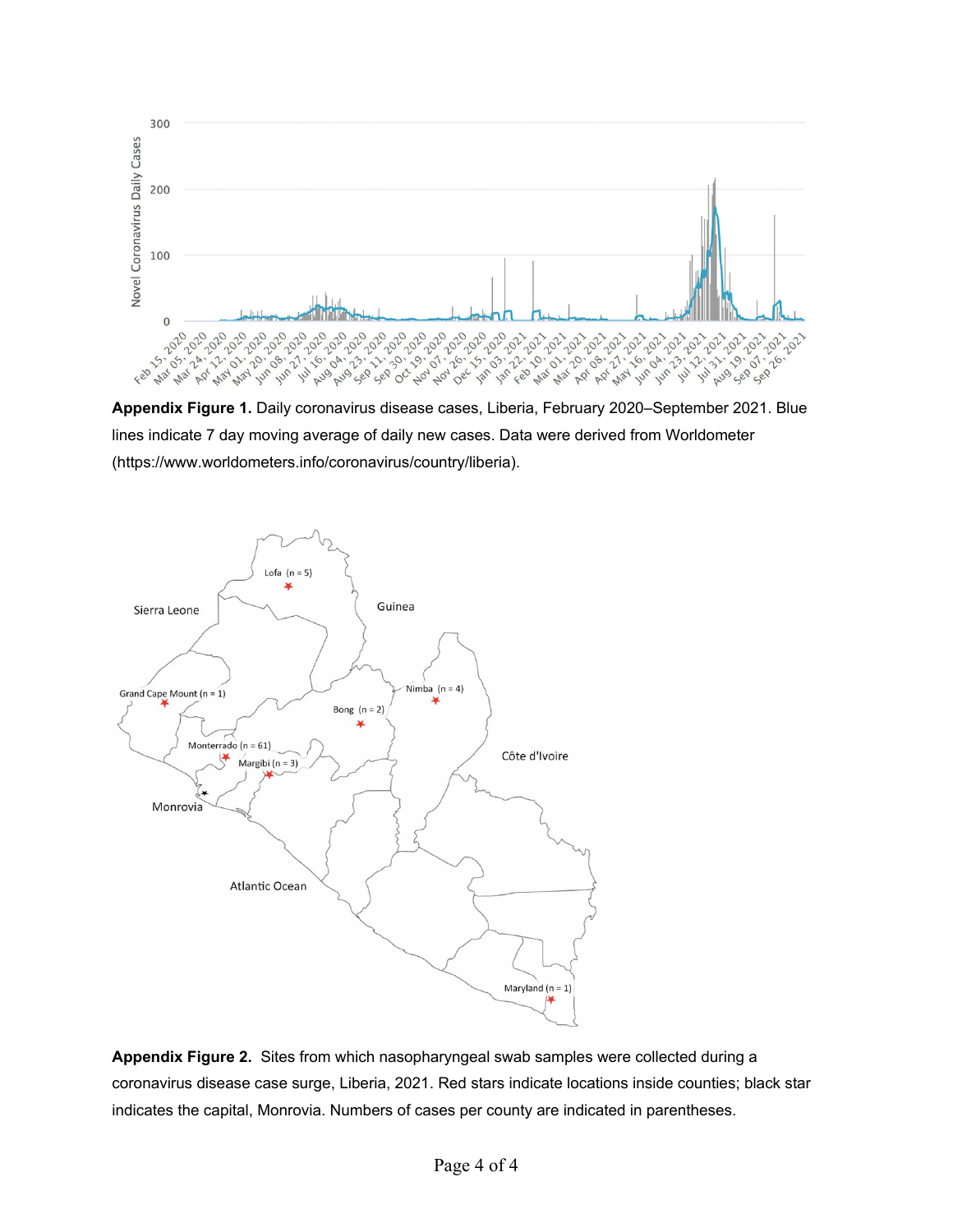300

200

100

0

Novel Coronavirus Daily Cases

Feb 15, 2020
Mar 05, 2020
Mar 24, 2020
Apr 12, 2020
May 01, 2020
May 20, 2020
Jun 08, 2020
Jun 27, 2020
Jul 16, 2020
Aug 04, 2020
Aug 23, 2020
Sep 11, 2020
Sep 30, 2020
Oct 19, 2020
Nov 07, 2020
Nov 26, 2020
Dec 15, 2020
Jan 03, 2021
Jan 22, 2021
Feb 10, 2021
Mar 01, 2021
Mar 20, 2021
Apr 08, 2021
Apr 27, 2021
May 16, 2021
Jun 04, 2021
Jun 23, 2021
Jul 12, 2021
Jul 31, 2021
Aug 19, 2021
Sep 07, 2021
Sep 26, 2021

**Appendix Figure 1.** Daily coronavirus disease cases, Liberia, February 2020–September 2021. Blue lines indicate 7 day moving average of daily new cases. Data were derived from Worldometer (https://www.worldometers.info/coronavirus/country/liberia).

Lofa (n = 5)

Sierra Leone

Guinea

Grand Cape Mount (n = 1)

Nimba (n = 4)

Bong (n = 2)

Côte d'Ivoire

Monterrado (n = 61)

Margibi (n = 3)

Monrovia

Atlantic Ocean

Maryland (n = 1)

**Appendix Figure 2.** Sites from which nasopharyngeal swab samples were collected during a coronavirus disease case surge, Liberia, 2021. Red stars indicate locations inside counties; black star indicates the capital, Monrovia. Numbers of cases per county are indicated in parentheses.